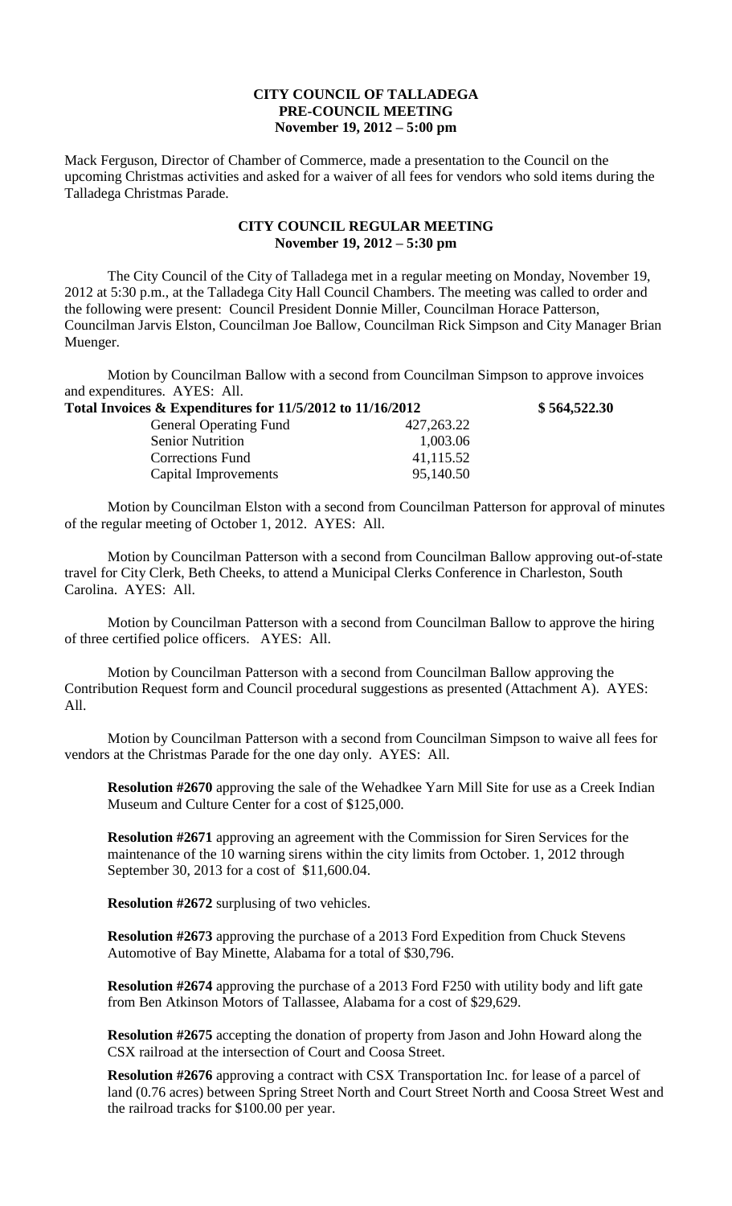**CITY COUNCIL OF TALLADEGA**
**PRE-COUNCIL MEETING**
**November 19, 2012 – 5:00 pm**

Mack Ferguson, Director of Chamber of Commerce, made a presentation to the Council on the upcoming Christmas activities and asked for a waiver of all fees for vendors who sold items during the Talladega Christmas Parade.

**CITY COUNCIL REGULAR MEETING**
**November 19, 2012 – 5:30 pm**

The City Council of the City of Talladega met in a regular meeting on Monday, November 19, 2012 at 5:30 p.m., at the Talladega City Hall Council Chambers. The meeting was called to order and the following were present: Council President Donnie Miller, Councilman Horace Patterson, Councilman Jarvis Elston, Councilman Joe Ballow, Councilman Rick Simpson and City Manager Brian Muenger.

Motion by Councilman Ballow with a second from Councilman Simpson to approve invoices and expenditures. AYES: All.

| **Total Invoices & Expenditures for 11/5/2012 to 11/16/2012** | | **$ 564,522.30** |
|---|---|---|
| General Operating Fund | 427,263.22 | |
| Senior Nutrition | 1,003.06 | |
| Corrections Fund | 41,115.52 | |
| Capital Improvements | 95,140.50 | |

Motion by Councilman Elston with a second from Councilman Patterson for approval of minutes of the regular meeting of October 1, 2012. AYES: All.

Motion by Councilman Patterson with a second from Councilman Ballow approving out-of-state travel for City Clerk, Beth Cheeks, to attend a Municipal Clerks Conference in Charleston, South Carolina. AYES: All.

Motion by Councilman Patterson with a second from Councilman Ballow to approve the hiring of three certified police officers. AYES: All.

Motion by Councilman Patterson with a second from Councilman Ballow approving the Contribution Request form and Council procedural suggestions as presented (Attachment A). AYES: All.

Motion by Councilman Patterson with a second from Councilman Simpson to waive all fees for vendors at the Christmas Parade for the one day only. AYES: All.

**Resolution #2670** approving the sale of the Wehadkee Yarn Mill Site for use as a Creek Indian Museum and Culture Center for a cost of $125,000.

**Resolution #2671** approving an agreement with the Commission for Siren Services for the maintenance of the 10 warning sirens within the city limits from October. 1, 2012 through September 30, 2013 for a cost of $11,600.04.

**Resolution #2672** surplusing of two vehicles.

**Resolution #2673** approving the purchase of a 2013 Ford Expedition from Chuck Stevens Automotive of Bay Minette, Alabama for a total of $30,796.

**Resolution #2674** approving the purchase of a 2013 Ford F250 with utility body and lift gate from Ben Atkinson Motors of Tallassee, Alabama for a cost of $29,629.

**Resolution #2675** accepting the donation of property from Jason and John Howard along the CSX railroad at the intersection of Court and Coosa Street.

**Resolution #2676** approving a contract with CSX Transportation Inc. for lease of a parcel of land (0.76 acres) between Spring Street North and Court Street North and Coosa Street West and the railroad tracks for $100.00 per year.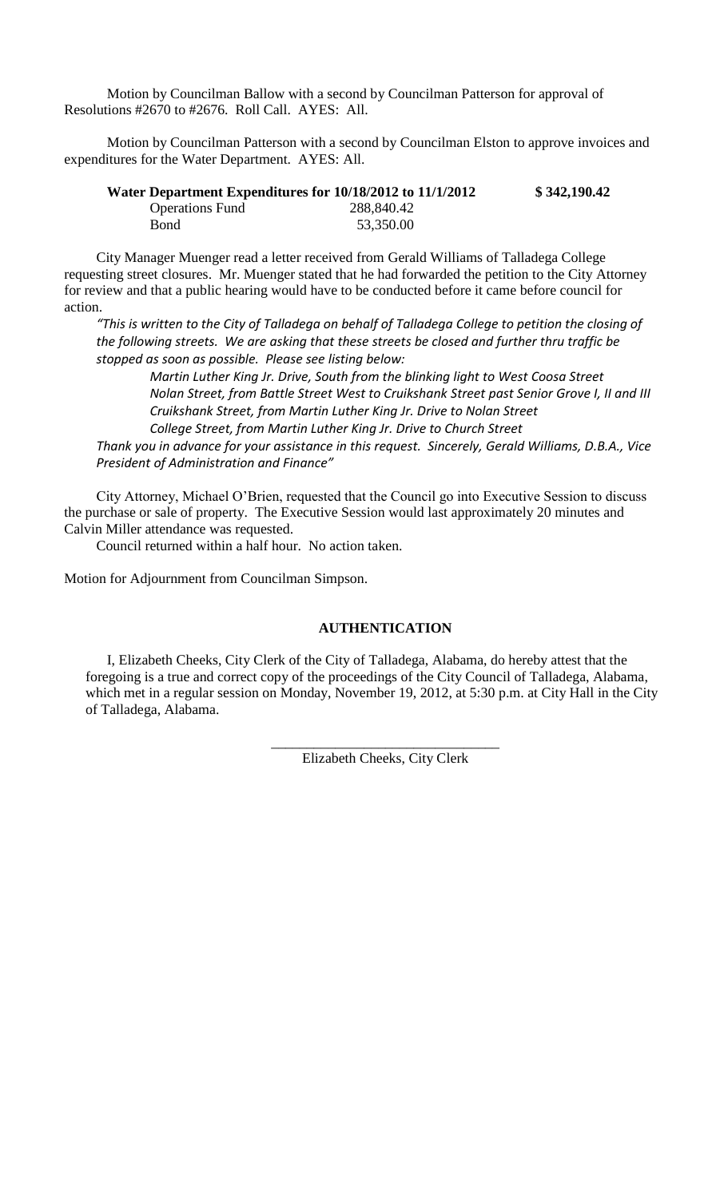Motion by Councilman Ballow with a second by Councilman Patterson for approval of Resolutions #2670 to #2676. Roll Call. AYES: All.

Motion by Councilman Patterson with a second by Councilman Elston to approve invoices and expenditures for the Water Department. AYES: All.

| | | |
|---|---|---|
| **Water Department Expenditures for 10/18/2012 to 11/1/2012** | | **$ 342,190.42** |
| Operations Fund | 288,840.42 | |
| Bond | 53,350.00 | |

City Manager Muenger read a letter received from Gerald Williams of Talladega College requesting street closures. Mr. Muenger stated that he had forwarded the petition to the City Attorney for review and that a public hearing would have to be conducted before it came before council for action.

*"This is written to the City of Talladega on behalf of Talladega College to petition the closing of the following streets. We are asking that these streets be closed and further thru traffic be stopped as soon as possible. Please see listing below:*

*Martin Luther King Jr. Drive, South from the blinking light to West Coosa Street*
*Nolan Street, from Battle Street West to Cruikshank Street past Senior Grove I, II and III*
*Cruikshank Street, from Martin Luther King Jr. Drive to Nolan Street*
*College Street, from Martin Luther King Jr. Drive to Church Street*

*Thank you in advance for your assistance in this request. Sincerely, Gerald Williams, D.B.A., Vice President of Administration and Finance"*

City Attorney, Michael O'Brien, requested that the Council go into Executive Session to discuss the purchase or sale of property. The Executive Session would last approximately 20 minutes and Calvin Miller attendance was requested.

Council returned within a half hour. No action taken.

Motion for Adjournment from Councilman Simpson.

## AUTHENTICATION

I, Elizabeth Cheeks, City Clerk of the City of Talladega, Alabama, do hereby attest that the foregoing is a true and correct copy of the proceedings of the City Council of Talladega, Alabama, which met in a regular session on Monday, November 19, 2012, at 5:30 p.m. at City Hall in the City of Talladega, Alabama.

\_\_\_\_\_\_\_\_\_\_\_\_\_\_\_\_\_\_\_\_\_\_\_\_\_\_\_\_\_\_\_\_

Elizabeth Cheeks, City Clerk